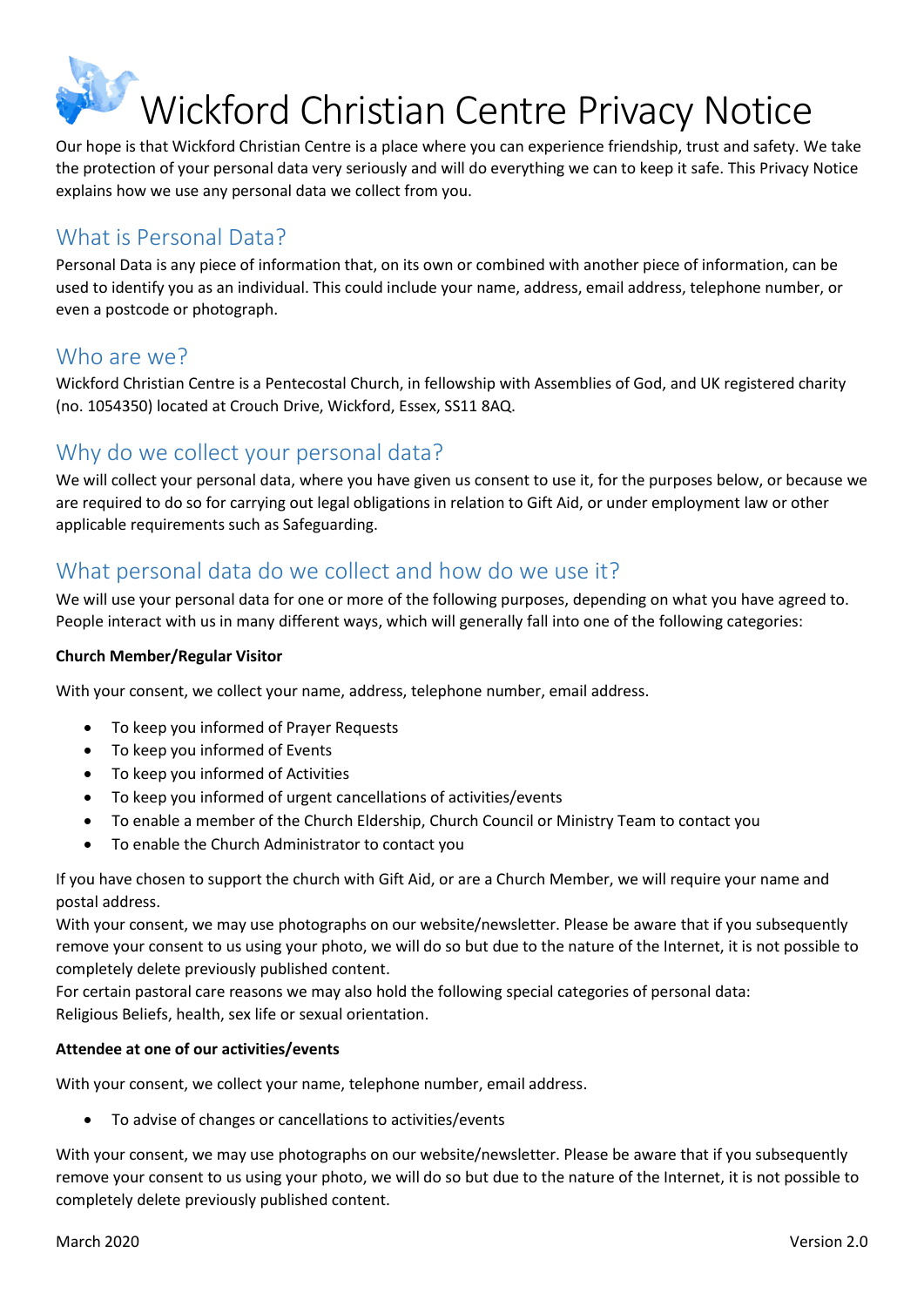# Wickford Christian Centre Privacy Notice

Our hope is that Wickford Christian Centre is a place where you can experience friendship, trust and safety. We take the protection of your personal data very seriously and will do everything we can to keep it safe. This Privacy Notice explains how we use any personal data we collect from you.

## What is Personal Data?

Personal Data is any piece of information that, on its own or combined with another piece of information, can be used to identify you as an individual. This could include your name, address, email address, telephone number, or even a postcode or photograph.

## Who are we?

Wickford Christian Centre is a Pentecostal Church, in fellowship with Assemblies of God, and UK registered charity (no. 1054350) located at Crouch Drive, Wickford, Essex, SS11 8AQ.

## Why do we collect your personal data?

We will collect your personal data, where you have given us consent to use it, for the purposes below, or because we are required to do so for carrying out legal obligations in relation to Gift Aid, or under employment law or other applicable requirements such as Safeguarding.

## What personal data do we collect and how do we use it?

We will use your personal data for one or more of the following purposes, depending on what you have agreed to. People interact with us in many different ways, which will generally fall into one of the following categories:

**Church Member/Regular Visitor**

With your consent, we collect your name, address, telephone number, email address.

- To keep you informed of Prayer Requests
- To keep you informed of Events
- To keep you informed of Activities
- To keep you informed of urgent cancellations of activities/events
- To enable a member of the Church Eldership, Church Council or Ministry Team to contact you
- To enable the Church Administrator to contact you

If you have chosen to support the church with Gift Aid, or are a Church Member, we will require your name and postal address.
With your consent, we may use photographs on our website/newsletter. Please be aware that if you subsequently remove your consent to us using your photo, we will do so but due to the nature of the Internet, it is not possible to completely delete previously published content.
For certain pastoral care reasons we may also hold the following special categories of personal data:
Religious Beliefs, health, sex life or sexual orientation.

**Attendee at one of our activities/events**

With your consent, we collect your name, telephone number, email address.

- To advise of changes or cancellations to activities/events

With your consent, we may use photographs on our website/newsletter. Please be aware that if you subsequently remove your consent to us using your photo, we will do so but due to the nature of the Internet, it is not possible to completely delete previously published content.

March 2020 Version 2.0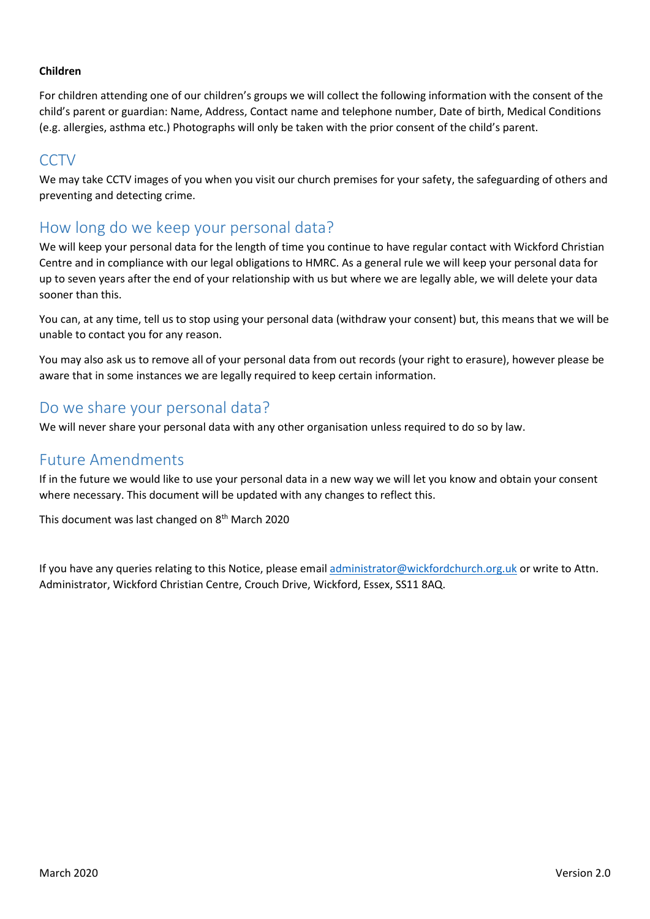**Children**

For children attending one of our children's groups we will collect the following information with the consent of the child's parent or guardian: Name, Address, Contact name and telephone number, Date of birth, Medical Conditions (e.g. allergies, asthma etc.) Photographs will only be taken with the prior consent of the child's parent.

## CCTV

We may take CCTV images of you when you visit our church premises for your safety, the safeguarding of others and preventing and detecting crime.

## How long do we keep your personal data?

We will keep your personal data for the length of time you continue to have regular contact with Wickford Christian Centre and in compliance with our legal obligations to HMRC. As a general rule we will keep your personal data for up to seven years after the end of your relationship with us but where we are legally able, we will delete your data sooner than this.

You can, at any time, tell us to stop using your personal data (withdraw your consent) but, this means that we will be unable to contact you for any reason.

You may also ask us to remove all of your personal data from out records (your right to erasure), however please be aware that in some instances we are legally required to keep certain information.

## Do we share your personal data?

We will never share your personal data with any other organisation unless required to do so by law.

## Future Amendments

If in the future we would like to use your personal data in a new way we will let you know and obtain your consent where necessary. This document will be updated with any changes to reflect this.

This document was last changed on 8th March 2020

If you have any queries relating to this Notice, please email administrator@wickfordchurch.org.uk or write to Attn. Administrator, Wickford Christian Centre, Crouch Drive, Wickford, Essex, SS11 8AQ.

March 2020 Version 2.0